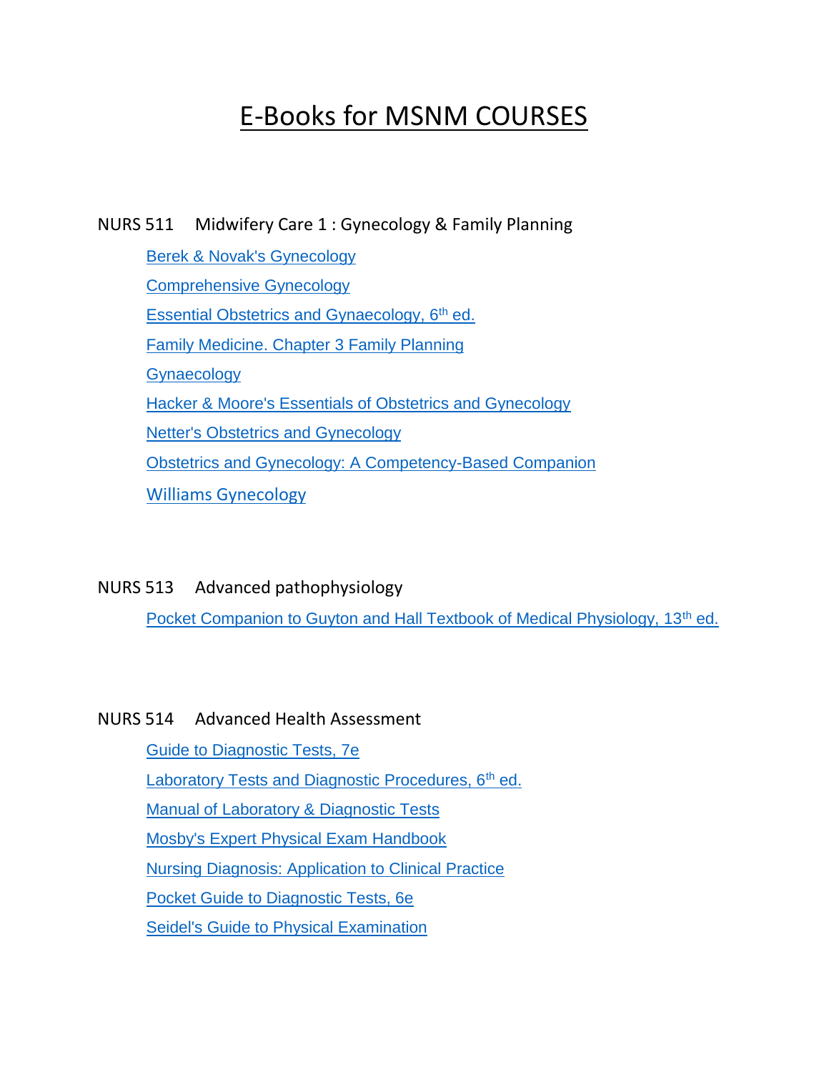# E-Books for MSNM COURSES

NURS 511 Midwifery Care 1 : Gynecology & Family Planning

- Berek & Novak's Gynecology
- Comprehensive Gynecology
- Essential Obstetrics and Gynaecology, 6th ed.
- Family Medicine. Chapter 3 Family Planning
- Gynaecology
- Hacker & Moore's Essentials of Obstetrics and Gynecology
- Netter's Obstetrics and Gynecology
- Obstetrics and Gynecology: A Competency-Based Companion
- Williams Gynecology

NURS 513 Advanced pathophysiology

- Pocket Companion to Guyton and Hall Textbook of Medical Physiology, 13th ed.

NURS 514 Advanced Health Assessment

- Guide to Diagnostic Tests, 7e
- Laboratory Tests and Diagnostic Procedures, 6th ed.
- Manual of Laboratory & Diagnostic Tests
- Mosby's Expert Physical Exam Handbook
- Nursing Diagnosis: Application to Clinical Practice
- Pocket Guide to Diagnostic Tests, 6e
- Seidel's Guide to Physical Examination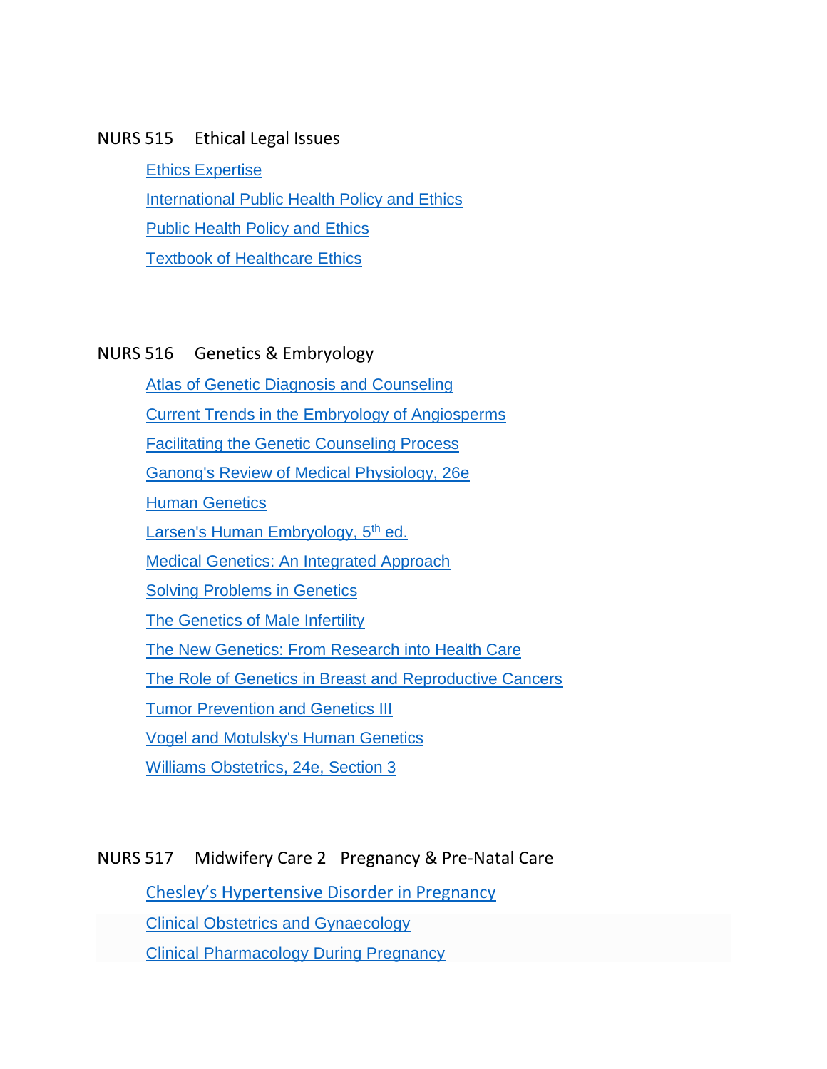## NURS 515 Ethical Legal Issues

- Ethics Expertise
- International Public Health Policy and Ethics
- Public Health Policy and Ethics
- Textbook of Healthcare Ethics

## NURS 516 Genetics & Embryology

- Atlas of Genetic Diagnosis and Counseling
- Current Trends in the Embryology of Angiosperms
- Facilitating the Genetic Counseling Process
- Ganong's Review of Medical Physiology, 26e
- Human Genetics
- Larsen's Human Embryology, 5th ed.
- Medical Genetics: An Integrated Approach
- Solving Problems in Genetics
- The Genetics of Male Infertility
- The New Genetics: From Research into Health Care
- The Role of Genetics in Breast and Reproductive Cancers
- Tumor Prevention and Genetics III
- Vogel and Motulsky's Human Genetics
- Williams Obstetrics, 24e, Section 3

## NURS 517 Midwifery Care 2 Pregnancy & Pre-Natal Care

- Chesley's Hypertensive Disorder in Pregnancy
- Clinical Obstetrics and Gynaecology
- Clinical Pharmacology During Pregnancy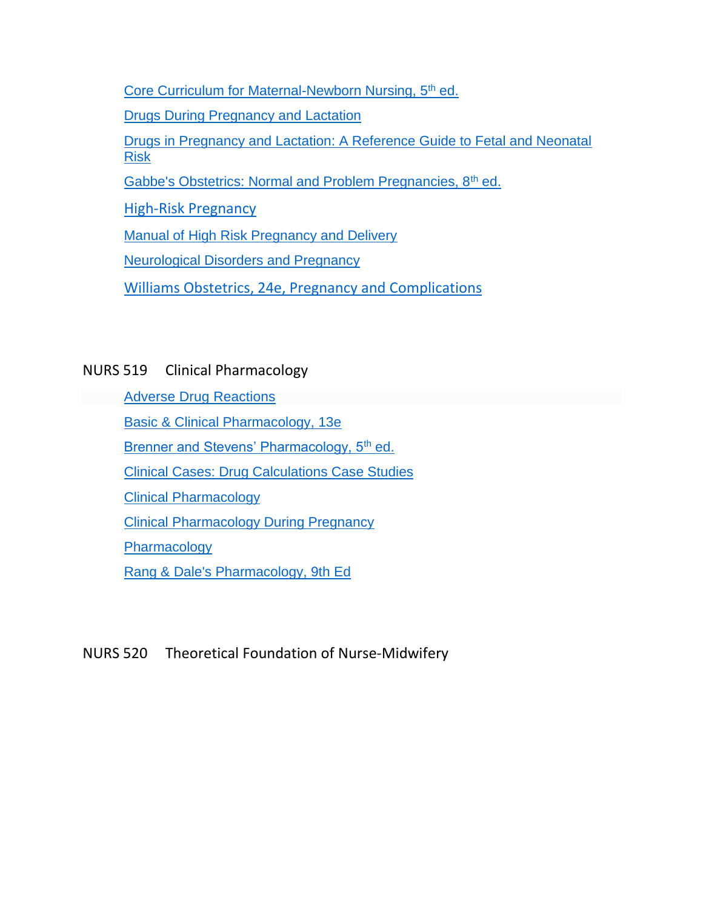- Core Curriculum for Maternal-Newborn Nursing, 5th ed.
- Drugs During Pregnancy and Lactation
- Drugs in Pregnancy and Lactation: A Reference Guide to Fetal and Neonatal Risk
- Gabbe's Obstetrics: Normal and Problem Pregnancies, 8th ed.
- High-Risk Pregnancy
- Manual of High Risk Pregnancy and Delivery
- Neurological Disorders and Pregnancy
- Williams Obstetrics, 24e, Pregnancy and Complications

## NURS 519 Clinical Pharmacology

- Adverse Drug Reactions
- Basic & Clinical Pharmacology, 13e
- Brenner and Stevens' Pharmacology, 5th ed.
- Clinical Cases: Drug Calculations Case Studies
- Clinical Pharmacology
- Clinical Pharmacology During Pregnancy
- Pharmacology
- Rang & Dale's Pharmacology, 9th Ed

## NURS 520 Theoretical Foundation of Nurse-Midwifery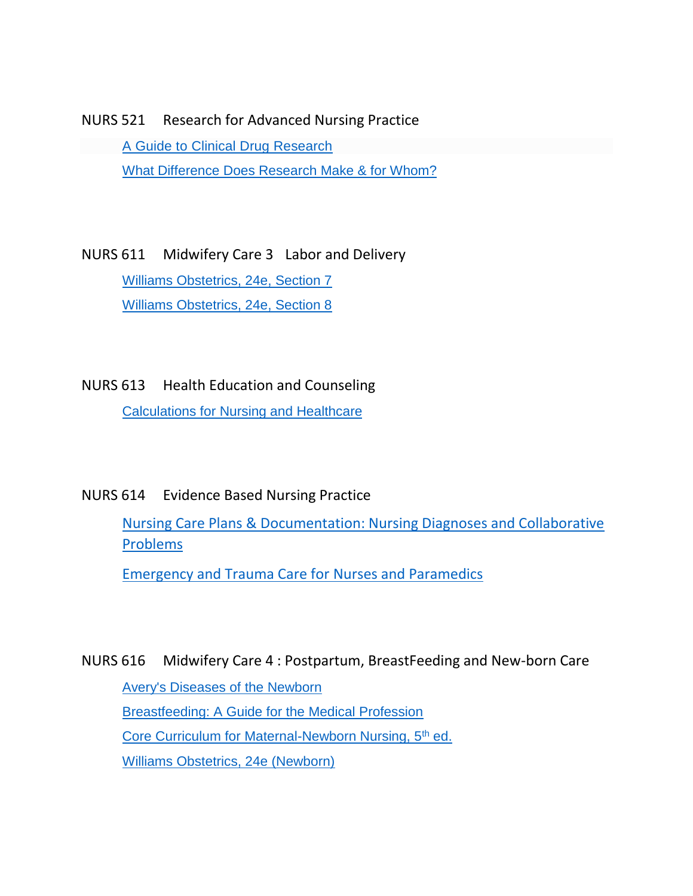NURS 521 Research for Advanced Nursing Practice

- A Guide to Clinical Drug Research
- What Difference Does Research Make & for Whom?

NURS 611 Midwifery Care 3 Labor and Delivery

- Williams Obstetrics, 24e, Section 7
- Williams Obstetrics, 24e, Section 8

NURS 613 Health Education and Counseling

- Calculations for Nursing and Healthcare

NURS 614 Evidence Based Nursing Practice

- Nursing Care Plans & Documentation: Nursing Diagnoses and Collaborative Problems
- Emergency and Trauma Care for Nurses and Paramedics

NURS 616 Midwifery Care 4 : Postpartum, BreastFeeding and New-born Care

- Avery's Diseases of the Newborn
- Breastfeeding: A Guide for the Medical Profession
- Core Curriculum for Maternal-Newborn Nursing, 5th ed.
- Williams Obstetrics, 24e (Newborn)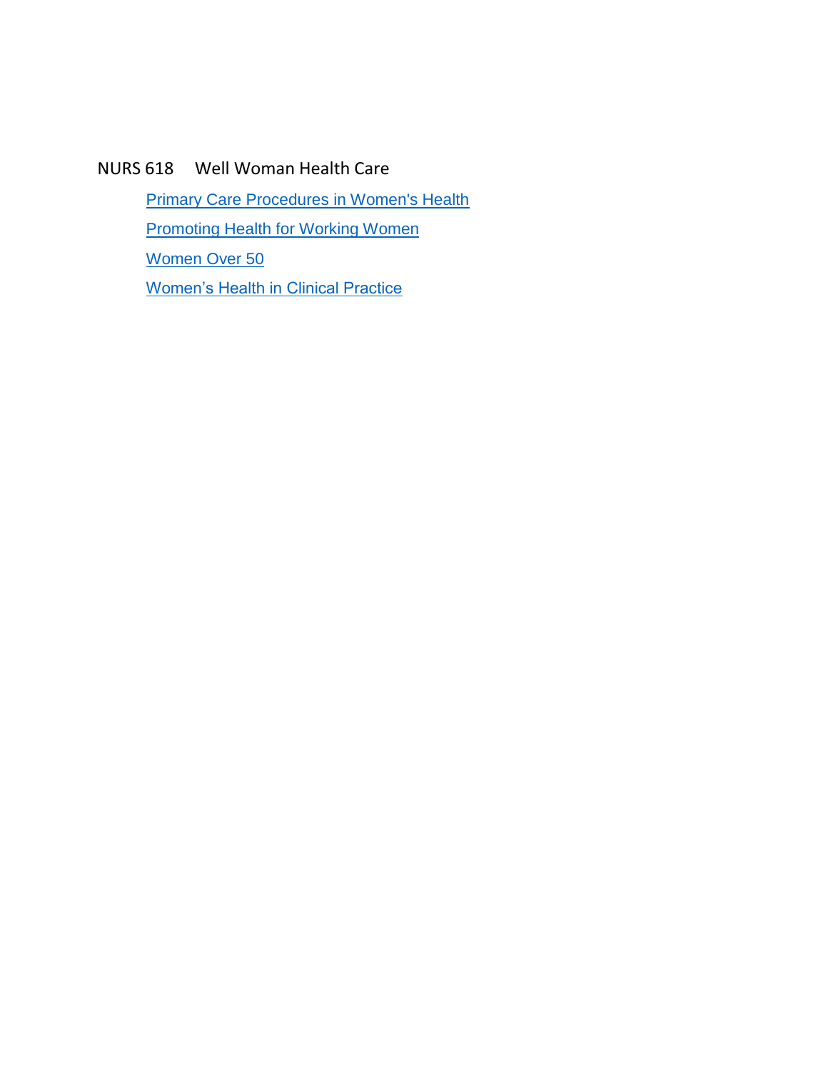NURS 618 Well Woman Health Care

- Primary Care Procedures in Women's Health
- Promoting Health for Working Women
- Women Over 50
- Women's Health in Clinical Practice